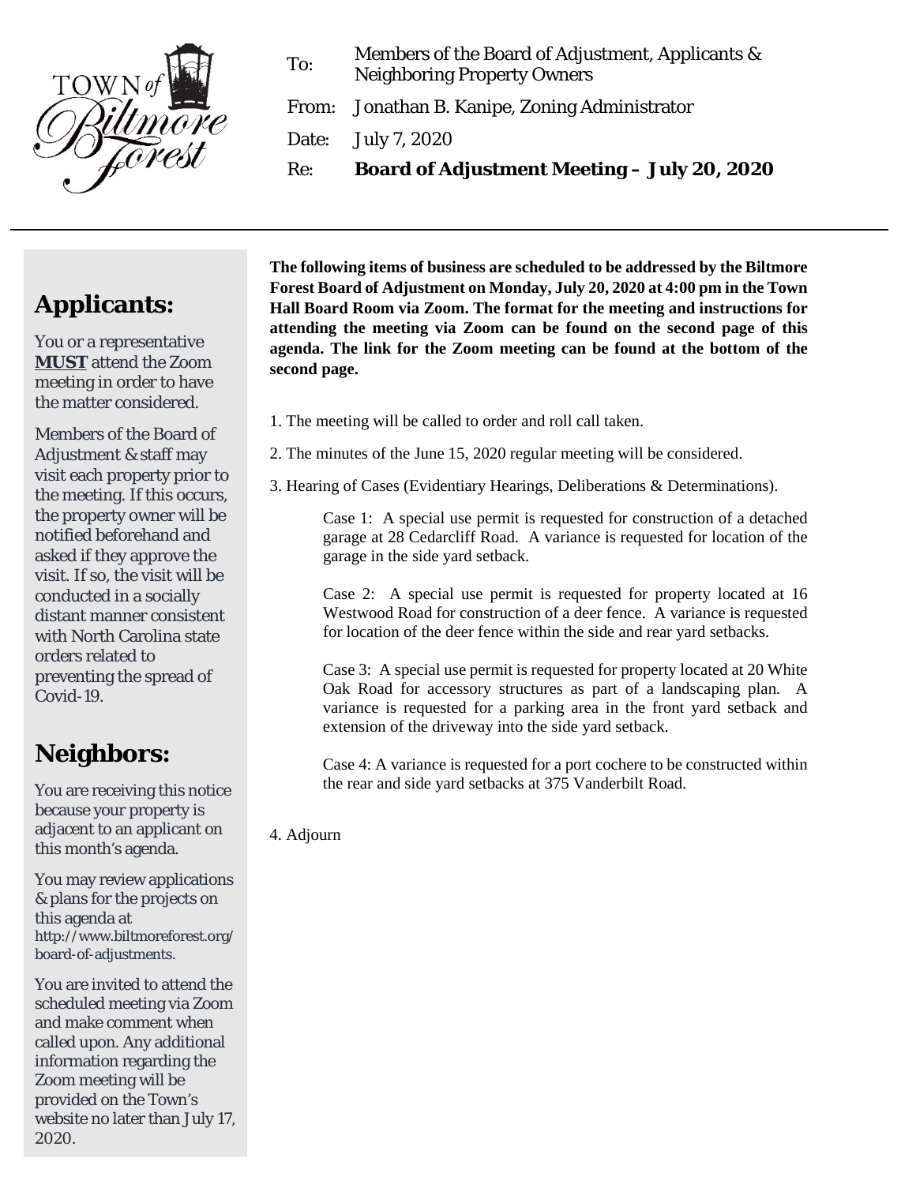TOWN of Biltmore Forest

| | |
|---|---|
| To: | Members of the Board of Adjustment, Applicants & Neighboring Property Owners |
| From: | Jonathan B. Kanipe, Zoning Administrator |
| Date: | July 7, 2020 |
| Re: | **Board of Adjustment Meeting – July 20, 2020** |

**The following items of business are scheduled to be addressed by the Biltmore Forest Board of Adjustment on Monday, July 20, 2020 at 4:00 pm in the Town Hall Board Room via Zoom. The format for the meeting and instructions for attending the meeting via Zoom can be found on the second page of this agenda. The link for the Zoom meeting can be found at the bottom of the second page.**

1. The meeting will be called to order and roll call taken.

2. The minutes of the June 15, 2020 regular meeting will be considered.

3. Hearing of Cases (Evidentiary Hearings, Deliberations & Determinations).

   Case 1: A special use permit is requested for construction of a detached garage at 28 Cedarcliff Road. A variance is requested for location of the garage in the side yard setback.

   Case 2: A special use permit is requested for property located at 16 Westwood Road for construction of a deer fence. A variance is requested for location of the deer fence within the side and rear yard setbacks.

   Case 3: A special use permit is requested for property located at 20 White Oak Road for accessory structures as part of a landscaping plan. A variance is requested for a parking area in the front yard setback and extension of the driveway into the side yard setback.

   Case 4: A variance is requested for a port cochere to be constructed within the rear and side yard setbacks at 375 Vanderbilt Road.

4. Adjourn

## Applicants:

You or a representative **MUST** attend the Zoom meeting in order to have the matter considered.

Members of the Board of Adjustment & staff may visit each property prior to the meeting. If this occurs, the property owner will be notified beforehand and asked if they approve the visit. If so, the visit will be conducted in a socially distant manner consistent with North Carolina state orders related to preventing the spread of Covid-19.

## Neighbors:

You are receiving this notice because your property is adjacent to an applicant on this month's agenda.

You may review applications & plans for the projects on this agenda at http://www.biltmoreforest.org/board-of-adjustments.

You are invited to attend the scheduled meeting via Zoom and make comment when called upon. Any additional information regarding the Zoom meeting will be provided on the Town's website no later than July 17, 2020.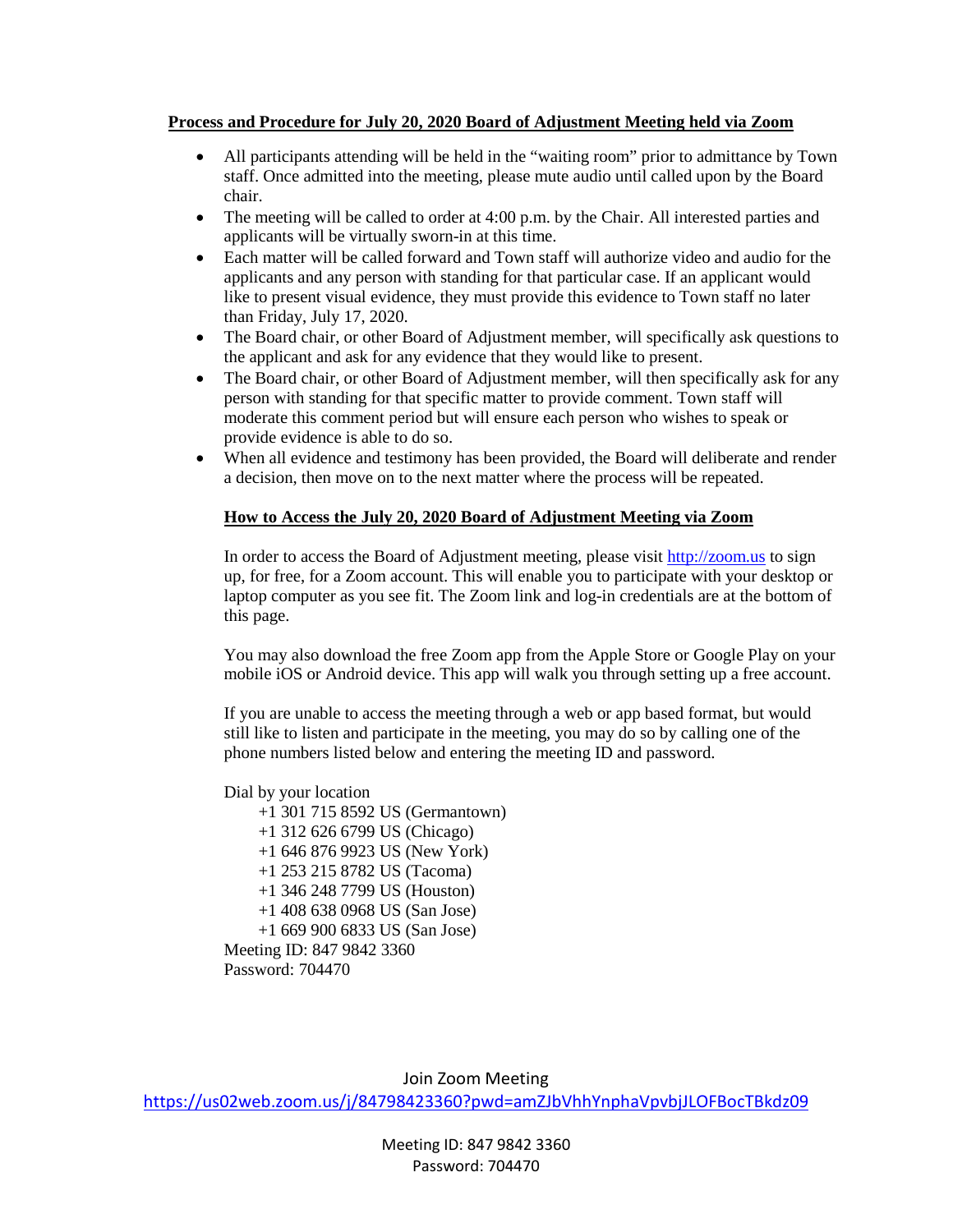## Process and Procedure for July 20, 2020 Board of Adjustment Meeting held via Zoom

- All participants attending will be held in the "waiting room" prior to admittance by Town staff. Once admitted into the meeting, please mute audio until called upon by the Board chair.
- The meeting will be called to order at 4:00 p.m. by the Chair. All interested parties and applicants will be virtually sworn-in at this time.
- Each matter will be called forward and Town staff will authorize video and audio for the applicants and any person with standing for that particular case. If an applicant would like to present visual evidence, they must provide this evidence to Town staff no later than Friday, July 17, 2020.
- The Board chair, or other Board of Adjustment member, will specifically ask questions to the applicant and ask for any evidence that they would like to present.
- The Board chair, or other Board of Adjustment member, will then specifically ask for any person with standing for that specific matter to provide comment. Town staff will moderate this comment period but will ensure each person who wishes to speak or provide evidence is able to do so.
- When all evidence and testimony has been provided, the Board will deliberate and render a decision, then move on to the next matter where the process will be repeated.

### How to Access the July 20, 2020 Board of Adjustment Meeting via Zoom

In order to access the Board of Adjustment meeting, please visit http://zoom.us to sign up, for free, for a Zoom account. This will enable you to participate with your desktop or laptop computer as you see fit. The Zoom link and log-in credentials are at the bottom of this page.

You may also download the free Zoom app from the Apple Store or Google Play on your mobile iOS or Android device. This app will walk you through setting up a free account.

If you are unable to access the meeting through a web or app based format, but would still like to listen and participate in the meeting, you may do so by calling one of the phone numbers listed below and entering the meeting ID and password.

Dial by your location
+1 301 715 8592 US (Germantown)
+1 312 626 6799 US (Chicago)
+1 646 876 9923 US (New York)
+1 253 215 8782 US (Tacoma)
+1 346 248 7799 US (Houston)
+1 408 638 0968 US (San Jose)
+1 669 900 6833 US (San Jose)
Meeting ID: 847 9842 3360
Password: 704470

Join Zoom Meeting
https://us02web.zoom.us/j/84798423360?pwd=amZJbVhhYnphaVpvbjJLOFBocTBkdz09

Meeting ID: 847 9842 3360
Password: 704470